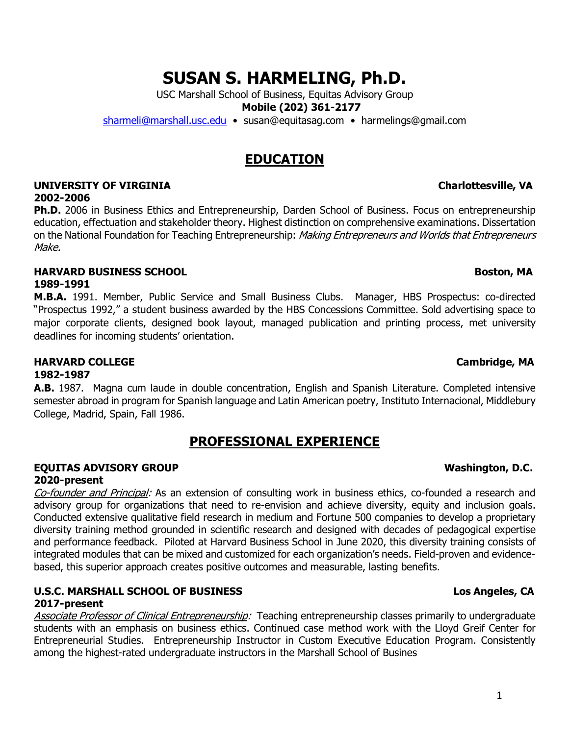# SUSAN S. HARMELING, Ph.D.

USC Marshall School of Business, Equitas Advisory Group

**Mobile (202) 361-2177**

sharmeli@marshall.usc.edu • susan@equitasag.com • harmelings@gmail.com

## EDUCATION

**UNIVERSITY OF VIRGINIA** **Charlottesville, VA**
**2002-2006**

**Ph.D.** 2006 in Business Ethics and Entrepreneurship, Darden School of Business. Focus on entrepreneurship education, effectuation and stakeholder theory. Highest distinction on comprehensive examinations. Dissertation on the National Foundation for Teaching Entrepreneurship: *Making Entrepreneurs and Worlds that Entrepreneurs Make.*

**HARVARD BUSINESS SCHOOL** **Boston, MA**
**1989-1991**

**M.B.A.** 1991. Member, Public Service and Small Business Clubs. Manager, HBS Prospectus: co-directed "Prospectus 1992," a student business awarded by the HBS Concessions Committee. Sold advertising space to major corporate clients, designed book layout, managed publication and printing process, met university deadlines for incoming students' orientation.

**HARVARD COLLEGE** **Cambridge, MA**
**1982-1987**

**A.B.** 1987. Magna cum laude in double concentration, English and Spanish Literature. Completed intensive semester abroad in program for Spanish language and Latin American poetry, Instituto Internacional, Middlebury College, Madrid, Spain, Fall 1986.

## PROFESSIONAL EXPERIENCE

**EQUITAS ADVISORY GROUP** **Washington, D.C.**
**2020-present**

*Co-founder and Principal:* As an extension of consulting work in business ethics, co-founded a research and advisory group for organizations that need to re-envision and achieve diversity, equity and inclusion goals. Conducted extensive qualitative field research in medium and Fortune 500 companies to develop a proprietary diversity training method grounded in scientific research and designed with decades of pedagogical expertise and performance feedback. Piloted at Harvard Business School in June 2020, this diversity training consists of integrated modules that can be mixed and customized for each organization's needs. Field-proven and evidence-based, this superior approach creates positive outcomes and measurable, lasting benefits.

**U.S.C. MARSHALL SCHOOL OF BUSINESS** **Los Angeles, CA**
**2017-present**

*Associate Professor of Clinical Entrepreneurship:* Teaching entrepreneurship classes primarily to undergraduate students with an emphasis on business ethics. Continued case method work with the Lloyd Greif Center for Entrepreneurial Studies. Entrepreneurship Instructor in Custom Executive Education Program. Consistently among the highest-rated undergraduate instructors in the Marshall School of Busines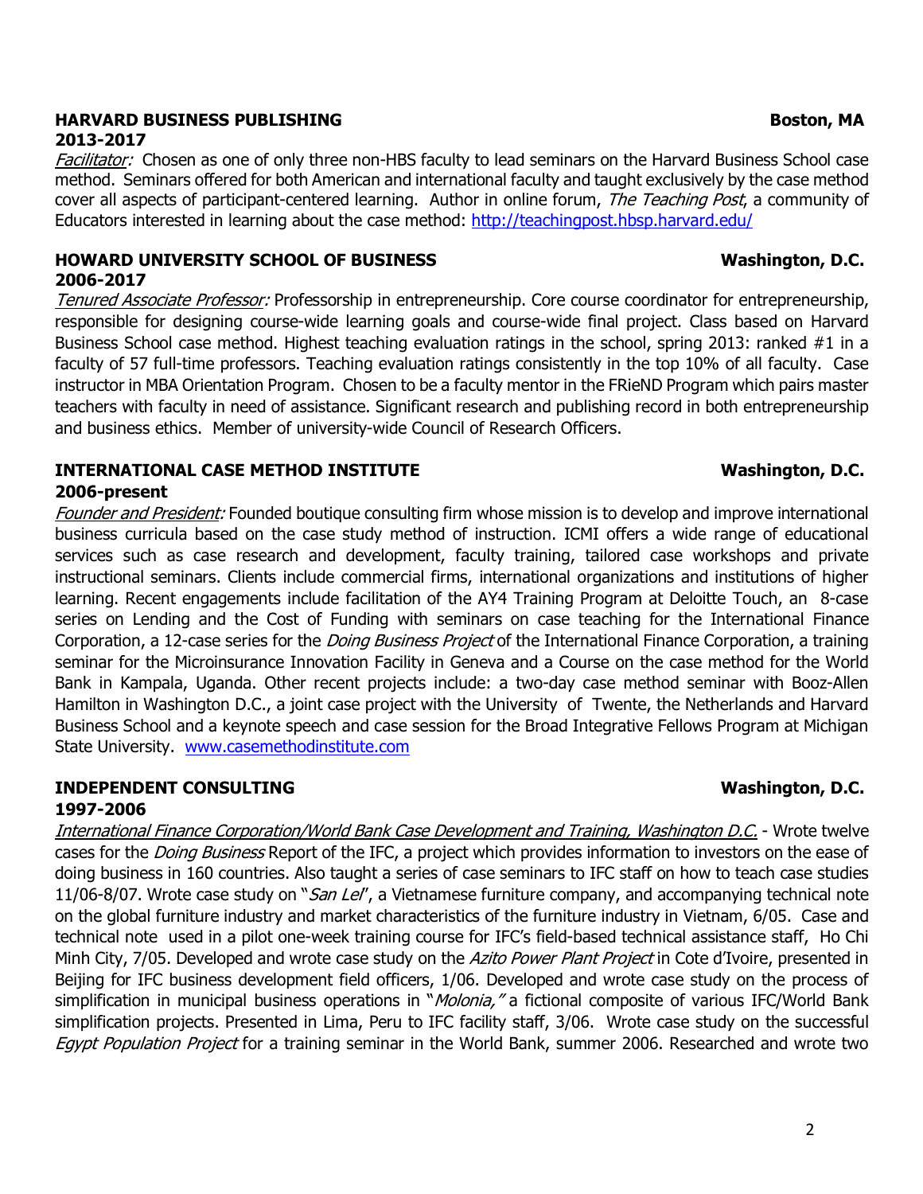**HARVARD BUSINESS PUBLISHING** **Boston, MA**
**2013-2017**

*Facilitator:* Chosen as one of only three non-HBS faculty to lead seminars on the Harvard Business School case method. Seminars offered for both American and international faculty and taught exclusively by the case method cover all aspects of participant-centered learning. Author in online forum, *The Teaching Post*, a community of Educators interested in learning about the case method: http://teachingpost.hbsp.harvard.edu/

**HOWARD UNIVERSITY SCHOOL OF BUSINESS** **Washington, D.C.**
**2006-2017**

*Tenured Associate Professor:* Professorship in entrepreneurship. Core course coordinator for entrepreneurship, responsible for designing course-wide learning goals and course-wide final project. Class based on Harvard Business School case method. Highest teaching evaluation ratings in the school, spring 2013: ranked #1 in a faculty of 57 full-time professors. Teaching evaluation ratings consistently in the top 10% of all faculty. Case instructor in MBA Orientation Program. Chosen to be a faculty mentor in the FRieND Program which pairs master teachers with faculty in need of assistance. Significant research and publishing record in both entrepreneurship and business ethics. Member of university-wide Council of Research Officers.

**INTERNATIONAL CASE METHOD INSTITUTE** **Washington, D.C.**
**2006-present**

*Founder and President:* Founded boutique consulting firm whose mission is to develop and improve international business curricula based on the case study method of instruction. ICMI offers a wide range of educational services such as case research and development, faculty training, tailored case workshops and private instructional seminars. Clients include commercial firms, international organizations and institutions of higher learning. Recent engagements include facilitation of the AY4 Training Program at Deloitte Touch, an 8-case series on Lending and the Cost of Funding with seminars on case teaching for the International Finance Corporation, a 12-case series for the *Doing Business Project* of the International Finance Corporation, a training seminar for the Microinsurance Innovation Facility in Geneva and a Course on the case method for the World Bank in Kampala, Uganda. Other recent projects include: a two-day case method seminar with Booz-Allen Hamilton in Washington D.C., a joint case project with the University of Twente, the Netherlands and Harvard Business School and a keynote speech and case session for the Broad Integrative Fellows Program at Michigan State University. www.casemethodinstitute.com

**INDEPENDENT CONSULTING** **Washington, D.C.**
**1997-2006**

*International Finance Corporation/World Bank Case Development and Training, Washington D.C.* - Wrote twelve cases for the *Doing Business* Report of the IFC, a project which provides information to investors on the ease of doing business in 160 countries. Also taught a series of case seminars to IFC staff on how to teach case studies 11/06-8/07. Wrote case study on "*San Lei*", a Vietnamese furniture company, and accompanying technical note on the global furniture industry and market characteristics of the furniture industry in Vietnam, 6/05. Case and technical note used in a pilot one-week training course for IFC's field-based technical assistance staff, Ho Chi Minh City, 7/05. Developed and wrote case study on the *Azito Power Plant Project* in Cote d'Ivoire, presented in Beijing for IFC business development field officers, 1/06. Developed and wrote case study on the process of simplification in municipal business operations in "*Molonia,*" a fictional composite of various IFC/World Bank simplification projects. Presented in Lima, Peru to IFC facility staff, 3/06. Wrote case study on the successful *Egypt Population Project* for a training seminar in the World Bank, summer 2006. Researched and wrote two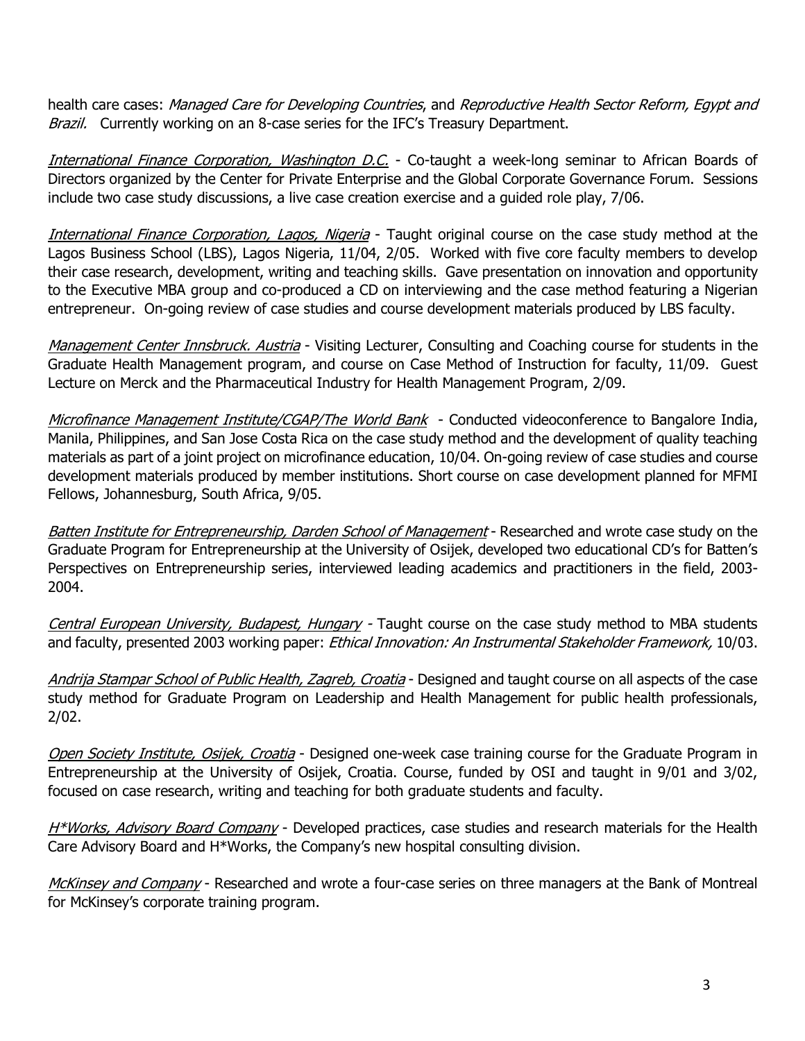health care cases: *Managed Care for Developing Countries*, and *Reproductive Health Sector Reform, Egypt and Brazil.* Currently working on an 8-case series for the IFC's Treasury Department.

*International Finance Corporation, Washington D.C.* - Co-taught a week-long seminar to African Boards of Directors organized by the Center for Private Enterprise and the Global Corporate Governance Forum. Sessions include two case study discussions, a live case creation exercise and a guided role play, 7/06.

*International Finance Corporation, Lagos, Nigeria* - Taught original course on the case study method at the Lagos Business School (LBS), Lagos Nigeria, 11/04, 2/05. Worked with five core faculty members to develop their case research, development, writing and teaching skills. Gave presentation on innovation and opportunity to the Executive MBA group and co-produced a CD on interviewing and the case method featuring a Nigerian entrepreneur. On-going review of case studies and course development materials produced by LBS faculty.

*Management Center Innsbruck. Austria* - Visiting Lecturer, Consulting and Coaching course for students in the Graduate Health Management program, and course on Case Method of Instruction for faculty, 11/09. Guest Lecture on Merck and the Pharmaceutical Industry for Health Management Program, 2/09.

*Microfinance Management Institute/CGAP/The World Bank* - Conducted videoconference to Bangalore India, Manila, Philippines, and San Jose Costa Rica on the case study method and the development of quality teaching materials as part of a joint project on microfinance education, 10/04. On-going review of case studies and course development materials produced by member institutions. Short course on case development planned for MFMI Fellows, Johannesburg, South Africa, 9/05.

*Batten Institute for Entrepreneurship, Darden School of Management* - Researched and wrote case study on the Graduate Program for Entrepreneurship at the University of Osijek, developed two educational CD's for Batten's Perspectives on Entrepreneurship series, interviewed leading academics and practitioners in the field, 2003-2004.

*Central European University, Budapest, Hungary* - Taught course on the case study method to MBA students and faculty, presented 2003 working paper: *Ethical Innovation: An Instrumental Stakeholder Framework,* 10/03.

*Andrija Stampar School of Public Health, Zagreb, Croatia* - Designed and taught course on all aspects of the case study method for Graduate Program on Leadership and Health Management for public health professionals, 2/02.

*Open Society Institute, Osijek, Croatia* - Designed one-week case training course for the Graduate Program in Entrepreneurship at the University of Osijek, Croatia. Course, funded by OSI and taught in 9/01 and 3/02, focused on case research, writing and teaching for both graduate students and faculty.

*H*Works, Advisory Board Company* - Developed practices, case studies and research materials for the Health Care Advisory Board and H*Works, the Company's new hospital consulting division.

*McKinsey and Company* - Researched and wrote a four-case series on three managers at the Bank of Montreal for McKinsey's corporate training program.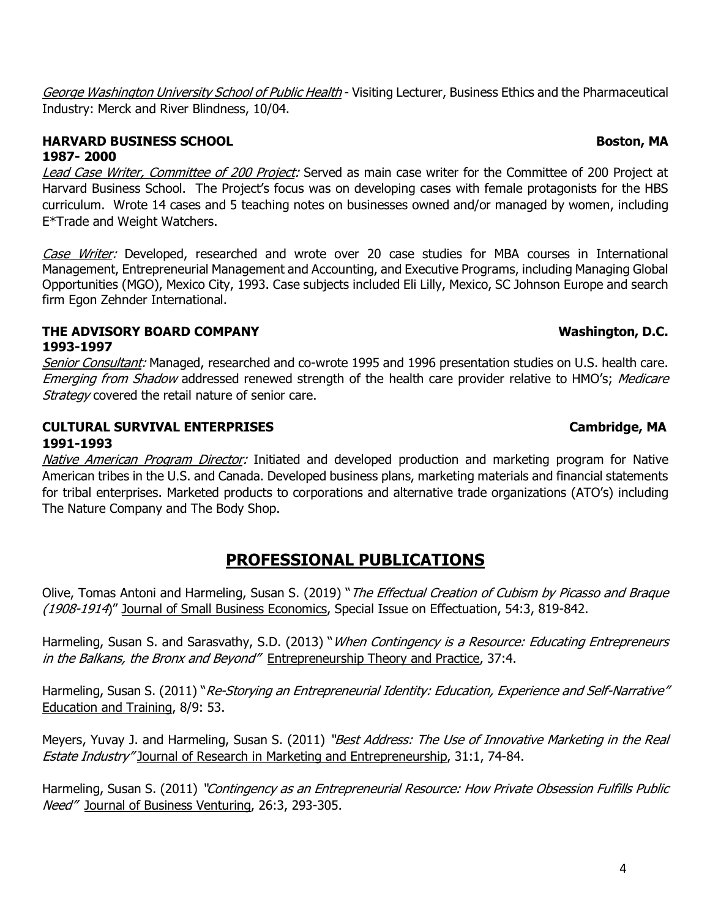*George Washington University School of Public Health* - Visiting Lecturer, Business Ethics and the Pharmaceutical Industry: Merck and River Blindness, 10/04.

**HARVARD BUSINESS SCHOOL** **Boston, MA**
**1987- 2000**

*Lead Case Writer, Committee of 200 Project:* Served as main case writer for the Committee of 200 Project at Harvard Business School. The Project's focus was on developing cases with female protagonists for the HBS curriculum. Wrote 14 cases and 5 teaching notes on businesses owned and/or managed by women, including E*Trade and Weight Watchers.

*Case Writer:* Developed, researched and wrote over 20 case studies for MBA courses in International Management, Entrepreneurial Management and Accounting, and Executive Programs, including Managing Global Opportunities (MGO), Mexico City, 1993. Case subjects included Eli Lilly, Mexico, SC Johnson Europe and search firm Egon Zehnder International.

**THE ADVISORY BOARD COMPANY** **Washington, D.C.**
**1993-1997**

*Senior Consultant:* Managed, researched and co-wrote 1995 and 1996 presentation studies on U.S. health care. *Emerging from Shadow* addressed renewed strength of the health care provider relative to HMO's; *Medicare Strategy* covered the retail nature of senior care.

**CULTURAL SURVIVAL ENTERPRISES** **Cambridge, MA**
**1991-1993**

*Native American Program Director:* Initiated and developed production and marketing program for Native American tribes in the U.S. and Canada. Developed business plans, marketing materials and financial statements for tribal enterprises. Marketed products to corporations and alternative trade organizations (ATO's) including The Nature Company and The Body Shop.

## PROFESSIONAL PUBLICATIONS

Olive, Tomas Antoni and Harmeling, Susan S. (2019) "*The Effectual Creation of Cubism by Picasso and Braque (1908-1914*)" Journal of Small Business Economics, Special Issue on Effectuation, 54:3, 819-842.

Harmeling, Susan S. and Sarasvathy, S.D. (2013) "*When Contingency is a Resource: Educating Entrepreneurs in the Balkans, the Bronx and Beyond*" Entrepreneurship Theory and Practice, 37:4.

Harmeling, Susan S. (2011) "*Re-Storying an Entrepreneurial Identity: Education, Experience and Self-Narrative*" Education and Training, 8/9: 53.

Meyers, Yuvay J. and Harmeling, Susan S. (2011) *"Best Address: The Use of Innovative Marketing in the Real Estate Industry"* Journal of Research in Marketing and Entrepreneurship, 31:1, 74-84.

Harmeling, Susan S. (2011) *"Contingency as an Entrepreneurial Resource: How Private Obsession Fulfills Public Need"* Journal of Business Venturing, 26:3, 293-305.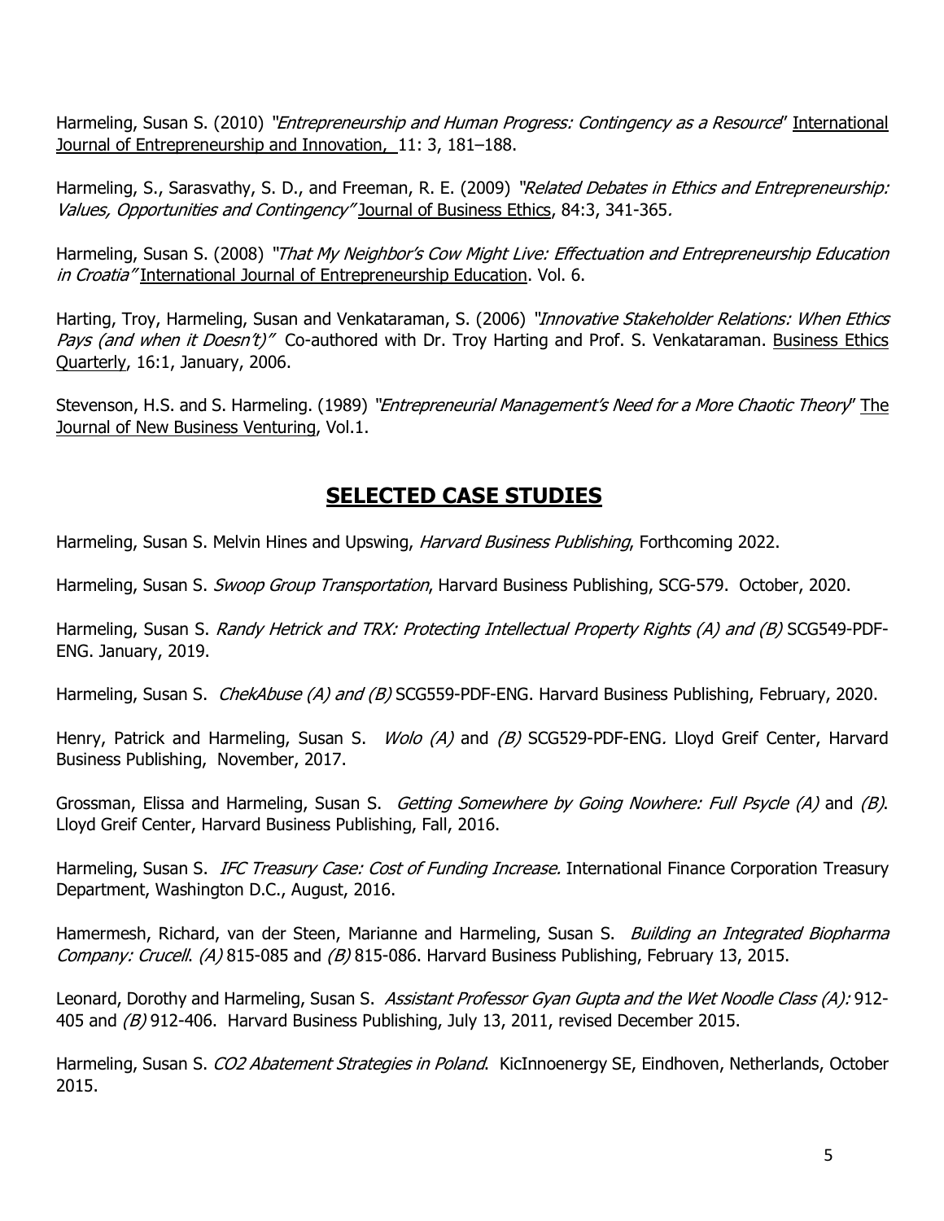Harmeling, Susan S. (2010) "*Entrepreneurship and Human Progress: Contingency as a Resource*" International Journal of Entrepreneurship and Innovation, 11: 3, 181–188.

Harmeling, S., Sarasvathy, S. D., and Freeman, R. E. (2009) "*Related Debates in Ethics and Entrepreneurship: Values, Opportunities and Contingency"* Journal of Business Ethics, 84:3, 341-365.

Harmeling, Susan S. (2008) *"That My Neighbor's Cow Might Live: Effectuation and Entrepreneurship Education in Croatia"* International Journal of Entrepreneurship Education. Vol. 6.

Harting, Troy, Harmeling, Susan and Venkataraman, S. (2006) *"Innovative Stakeholder Relations: When Ethics Pays (and when it Doesn't)"* Co-authored with Dr. Troy Harting and Prof. S. Venkataraman. Business Ethics Quarterly, 16:1, January, 2006.

Stevenson, H.S. and S. Harmeling. (1989) "*Entrepreneurial Management's Need for a More Chaotic Theory*" The Journal of New Business Venturing, Vol.1.

## SELECTED CASE STUDIES

Harmeling, Susan S. Melvin Hines and Upswing, *Harvard Business Publishing*, Forthcoming 2022.

Harmeling, Susan S. *Swoop Group Transportation*, Harvard Business Publishing, SCG-579. October, 2020.

Harmeling, Susan S. *Randy Hetrick and TRX: Protecting Intellectual Property Rights (A) and (B)* SCG549-PDF-ENG. January, 2019.

Harmeling, Susan S. *ChekAbuse (A) and (B)* SCG559-PDF-ENG. Harvard Business Publishing, February, 2020.

Henry, Patrick and Harmeling, Susan S. *Wolo (A)* and *(B)* SCG529-PDF-ENG. Lloyd Greif Center, Harvard Business Publishing, November, 2017.

Grossman, Elissa and Harmeling, Susan S. *Getting Somewhere by Going Nowhere: Full Psycle (A)* and *(B)*. Lloyd Greif Center, Harvard Business Publishing, Fall, 2016.

Harmeling, Susan S. *IFC Treasury Case: Cost of Funding Increase.* International Finance Corporation Treasury Department, Washington D.C., August, 2016.

Hamermesh, Richard, van der Steen, Marianne and Harmeling, Susan S. *Building an Integrated Biopharma Company: Crucell*. *(A)* 815-085 and *(B)* 815-086. Harvard Business Publishing, February 13, 2015.

Leonard, Dorothy and Harmeling, Susan S. *Assistant Professor Gyan Gupta and the Wet Noodle Class (A):* 912-405 and *(B)* 912-406. Harvard Business Publishing, July 13, 2011, revised December 2015.

Harmeling, Susan S. *CO2 Abatement Strategies in Poland*. KicInnoenergy SE, Eindhoven, Netherlands, October 2015.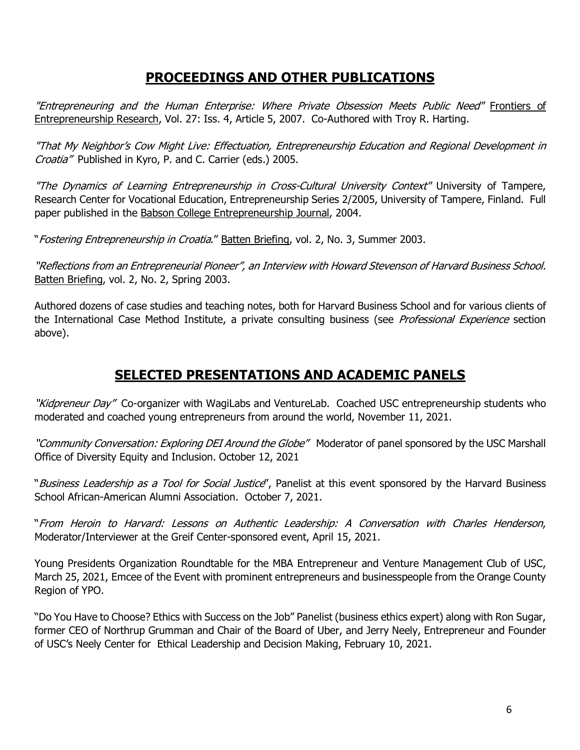## PROCEEDINGS AND OTHER PUBLICATIONS

*"Entrepreneuring and the Human Enterprise: Where Private Obsession Meets Public Need"* Frontiers of Entrepreneurship Research, Vol. 27: Iss. 4, Article 5, 2007. Co-Authored with Troy R. Harting.

*"That My Neighbor's Cow Might Live: Effectuation, Entrepreneurship Education and Regional Development in Croatia"* Published in Kyro, P. and C. Carrier (eds.) 2005.

*"The Dynamics of Learning Entrepreneurship in Cross-Cultural University Context"* University of Tampere, Research Center for Vocational Education, Entrepreneurship Series 2/2005, University of Tampere, Finland. Full paper published in the Babson College Entrepreneurship Journal, 2004.

"*Fostering Entrepreneurship in Croatia*." Batten Briefing, vol. 2, No. 3, Summer 2003.

*"Reflections from an Entrepreneurial Pioneer", an Interview with Howard Stevenson of Harvard Business School.* Batten Briefing, vol. 2, No. 2, Spring 2003.

Authored dozens of case studies and teaching notes, both for Harvard Business School and for various clients of the International Case Method Institute, a private consulting business (see *Professional Experience* section above).

## SELECTED PRESENTATIONS AND ACADEMIC PANELS

*"Kidpreneur Day"* Co-organizer with WagiLabs and VentureLab. Coached USC entrepreneurship students who moderated and coached young entrepreneurs from around the world, November 11, 2021.

*"Community Conversation: Exploring DEI Around the Globe"* Moderator of panel sponsored by the USC Marshall Office of Diversity Equity and Inclusion. October 12, 2021

"*Business Leadership as a Tool for Social Justice*", Panelist at this event sponsored by the Harvard Business School African-American Alumni Association. October 7, 2021.

"*From Heroin to Harvard: Lessons on Authentic Leadership: A Conversation with Charles Henderson*, Moderator/Interviewer at the Greif Center-sponsored event, April 15, 2021.

Young Presidents Organization Roundtable for the MBA Entrepreneur and Venture Management Club of USC, March 25, 2021, Emcee of the Event with prominent entrepreneurs and businesspeople from the Orange County Region of YPO.

"Do You Have to Choose? Ethics with Success on the Job" Panelist (business ethics expert) along with Ron Sugar, former CEO of Northrup Grumman and Chair of the Board of Uber, and Jerry Neely, Entrepreneur and Founder of USC's Neely Center for Ethical Leadership and Decision Making, February 10, 2021.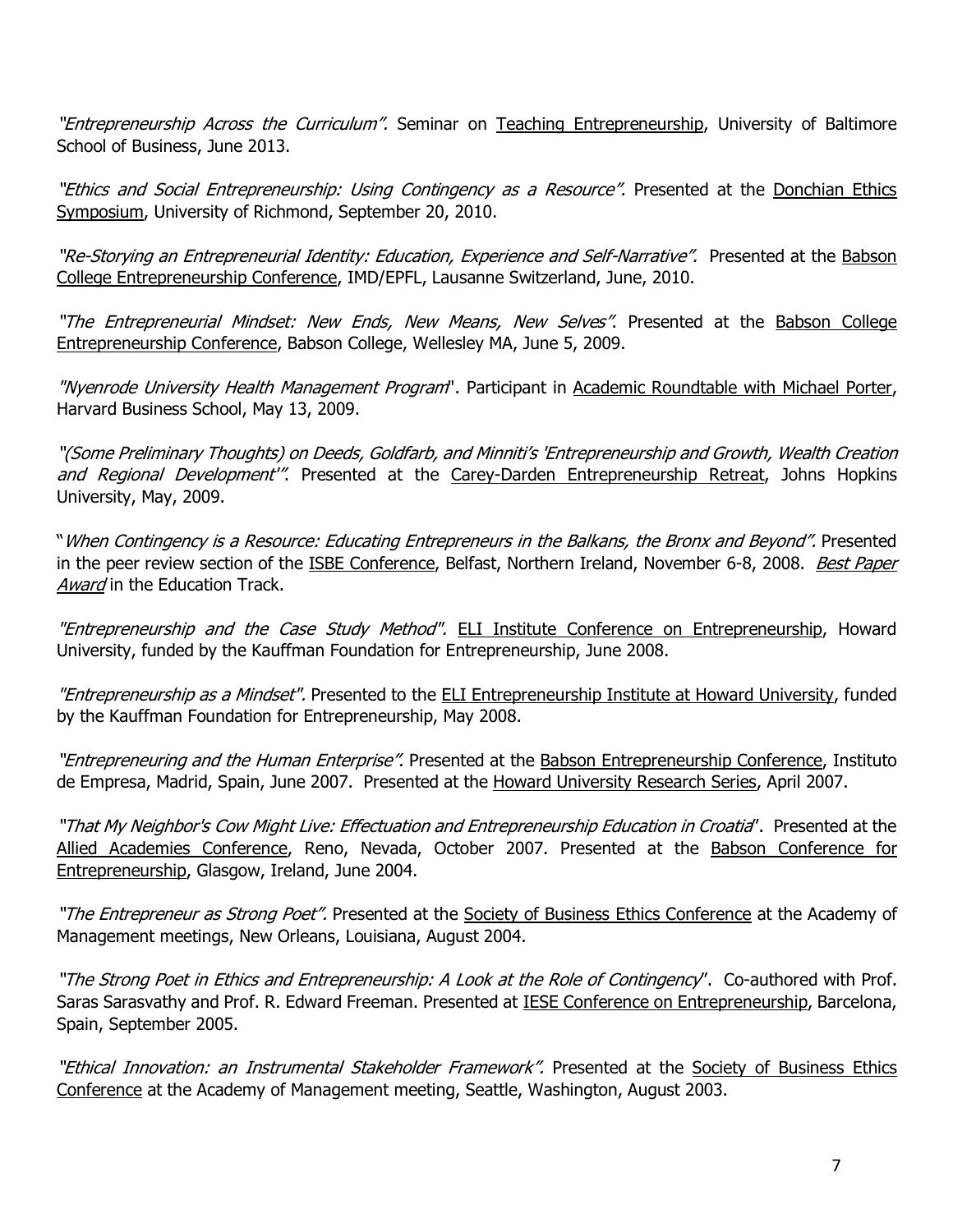*"Entrepreneurship Across the Curriculum".* Seminar on Teaching Entrepreneurship, University of Baltimore School of Business, June 2013.

*"Ethics and Social Entrepreneurship: Using Contingency as a Resource".* Presented at the Donchian Ethics Symposium, University of Richmond, September 20, 2010.

*"Re-Storying an Entrepreneurial Identity: Education, Experience and Self-Narrative".* Presented at the Babson College Entrepreneurship Conference, IMD/EPFL, Lausanne Switzerland, June, 2010.

*"The Entrepreneurial Mindset: New Ends, New Means, New Selves".* Presented at the Babson College Entrepreneurship Conference, Babson College, Wellesley MA, June 5, 2009.

*"Nyenrode University Health Management Program*". Participant in Academic Roundtable with Michael Porter, Harvard Business School, May 13, 2009.

*"(Some Preliminary Thoughts) on Deeds, Goldfarb, and Minniti's 'Entrepreneurship and Growth, Wealth Creation and Regional Development'".* Presented at the Carey-Darden Entrepreneurship Retreat, Johns Hopkins University, May, 2009.

"*When Contingency is a Resource: Educating Entrepreneurs in the Balkans, the Bronx and Beyond".* Presented in the peer review section of the ISBE Conference, Belfast, Northern Ireland, November 6-8, 2008. *Best Paper Award* in the Education Track.

*"Entrepreneurship and the Case Study Method".* ELI Institute Conference on Entrepreneurship, Howard University, funded by the Kauffman Foundation for Entrepreneurship, June 2008.

*"Entrepreneurship as a Mindset".* Presented to the ELI Entrepreneurship Institute at Howard University, funded by the Kauffman Foundation for Entrepreneurship, May 2008.

*"Entrepreneuring and the Human Enterprise".* Presented at the Babson Entrepreneurship Conference, Instituto de Empresa, Madrid, Spain, June 2007. Presented at the Howard University Research Series, April 2007.

*"That My Neighbor's Cow Might Live: Effectuation and Entrepreneurship Education in Croatia*". Presented at the Allied Academies Conference, Reno, Nevada, October 2007. Presented at the Babson Conference for Entrepreneurship, Glasgow, Ireland, June 2004.

*"The Entrepreneur as Strong Poet".* Presented at the Society of Business Ethics Conference at the Academy of Management meetings, New Orleans, Louisiana, August 2004.

*"The Strong Poet in Ethics and Entrepreneurship: A Look at the Role of Contingency*". Co-authored with Prof. Saras Sarasvathy and Prof. R. Edward Freeman. Presented at IESE Conference on Entrepreneurship, Barcelona, Spain, September 2005.

*"Ethical Innovation: an Instrumental Stakeholder Framework".* Presented at the Society of Business Ethics Conference at the Academy of Management meeting, Seattle, Washington, August 2003.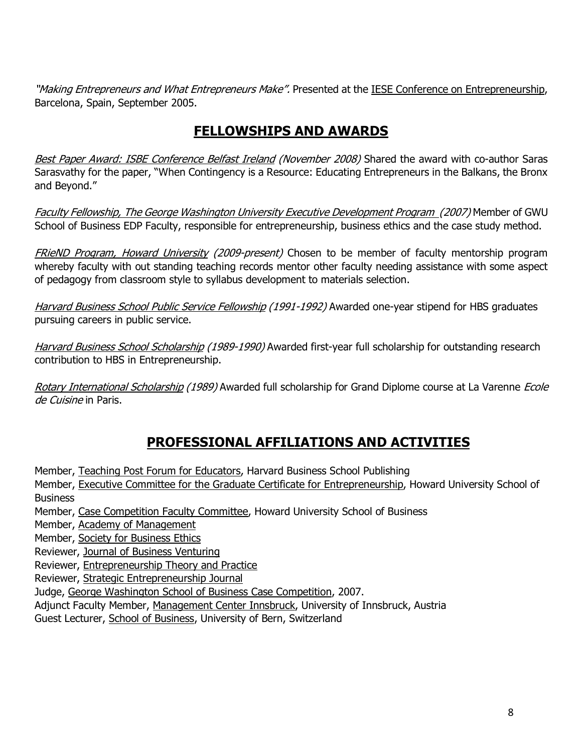*"Making Entrepreneurs and What Entrepreneurs Make".* Presented at the IESE Conference on Entrepreneurship, Barcelona, Spain, September 2005.

## FELLOWSHIPS AND AWARDS

*Best Paper Award: ISBE Conference Belfast Ireland (November 2008)* Shared the award with co-author Saras Sarasvathy for the paper, "When Contingency is a Resource: Educating Entrepreneurs in the Balkans, the Bronx and Beyond."

*Faculty Fellowship, The George Washington University Executive Development Program (2007)* Member of GWU School of Business EDP Faculty, responsible for entrepreneurship, business ethics and the case study method.

*FRieND Program, Howard University (2009-present)* Chosen to be member of faculty mentorship program whereby faculty with out standing teaching records mentor other faculty needing assistance with some aspect of pedagogy from classroom style to syllabus development to materials selection.

*Harvard Business School Public Service Fellowship (1991-1992)* Awarded one-year stipend for HBS graduates pursuing careers in public service.

*Harvard Business School Scholarship (1989-1990)* Awarded first-year full scholarship for outstanding research contribution to HBS in Entrepreneurship.

*Rotary International Scholarship (1989)* Awarded full scholarship for Grand Diplome course at La Varenne *Ecole de Cuisine* in Paris.

## PROFESSIONAL AFFILIATIONS AND ACTIVITIES

Member, Teaching Post Forum for Educators, Harvard Business School Publishing
Member, Executive Committee for the Graduate Certificate for Entrepreneurship, Howard University School of Business
Member, Case Competition Faculty Committee, Howard University School of Business
Member, Academy of Management
Member, Society for Business Ethics
Reviewer, Journal of Business Venturing
Reviewer, Entrepreneurship Theory and Practice
Reviewer, Strategic Entrepreneurship Journal
Judge, George Washington School of Business Case Competition, 2007.
Adjunct Faculty Member, Management Center Innsbruck, University of Innsbruck, Austria
Guest Lecturer, School of Business, University of Bern, Switzerland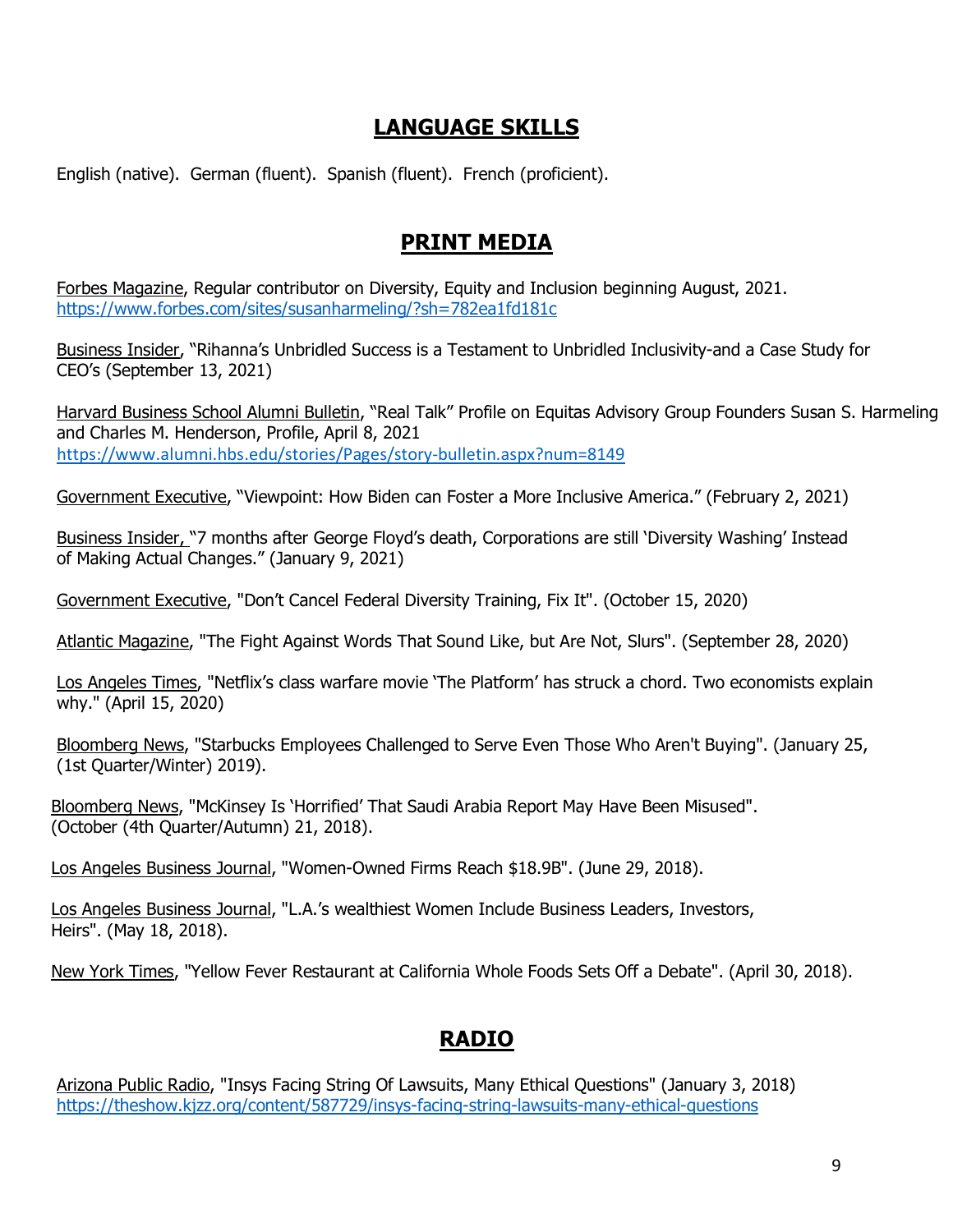## LANGUAGE SKILLS

English (native). German (fluent). Spanish (fluent). French (proficient).

## PRINT MEDIA

Forbes Magazine, Regular contributor on Diversity, Equity and Inclusion beginning August, 2021.
https://www.forbes.com/sites/susanharmeling/?sh=782ea1fd181c

Business Insider, "Rihanna's Unbridled Success is a Testament to Unbridled Inclusivity-and a Case Study for CEO's (September 13, 2021)

Harvard Business School Alumni Bulletin, "Real Talk" Profile on Equitas Advisory Group Founders Susan S. Harmeling and Charles M. Henderson, Profile, April 8, 2021
https://www.alumni.hbs.edu/stories/Pages/story-bulletin.aspx?num=8149

Government Executive, "Viewpoint: How Biden can Foster a More Inclusive America." (February 2, 2021)

Business Insider, "7 months after George Floyd's death, Corporations are still 'Diversity Washing' Instead of Making Actual Changes." (January 9, 2021)

Government Executive, "Don't Cancel Federal Diversity Training, Fix It". (October 15, 2020)

Atlantic Magazine, "The Fight Against Words That Sound Like, but Are Not, Slurs". (September 28, 2020)

Los Angeles Times, "Netflix's class warfare movie 'The Platform' has struck a chord. Two economists explain why." (April 15, 2020)

Bloomberg News, "Starbucks Employees Challenged to Serve Even Those Who Aren't Buying". (January 25, (1st Quarter/Winter) 2019).

Bloomberg News, "McKinsey Is 'Horrified' That Saudi Arabia Report May Have Been Misused". (October (4th Quarter/Autumn) 21, 2018).

Los Angeles Business Journal, "Women-Owned Firms Reach $18.9B". (June 29, 2018).

Los Angeles Business Journal, "L.A.'s wealthiest Women Include Business Leaders, Investors, Heirs". (May 18, 2018).

New York Times, "Yellow Fever Restaurant at California Whole Foods Sets Off a Debate". (April 30, 2018).

## RADIO

Arizona Public Radio, "Insys Facing String Of Lawsuits, Many Ethical Questions" (January 3, 2018)
https://theshow.kjzz.org/content/587729/insys-facing-string-lawsuits-many-ethical-questions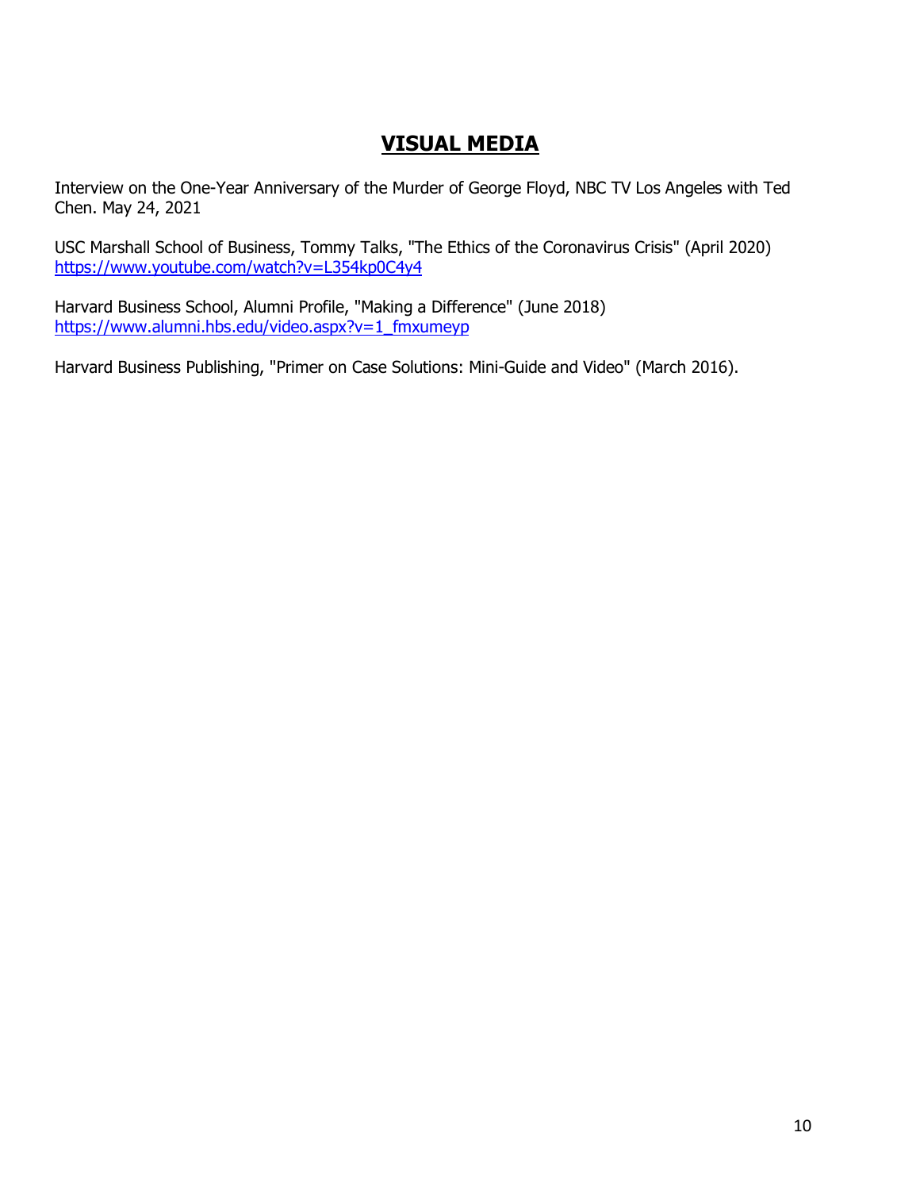## VISUAL MEDIA

Interview on the One-Year Anniversary of the Murder of George Floyd, NBC TV Los Angeles with Ted Chen. May 24, 2021

USC Marshall School of Business, Tommy Talks, "The Ethics of the Coronavirus Crisis" (April 2020)
https://www.youtube.com/watch?v=L354kp0C4y4

Harvard Business School, Alumni Profile, "Making a Difference" (June 2018)
https://www.alumni.hbs.edu/video.aspx?v=1_fmxumeyp

Harvard Business Publishing, "Primer on Case Solutions: Mini-Guide and Video" (March 2016).